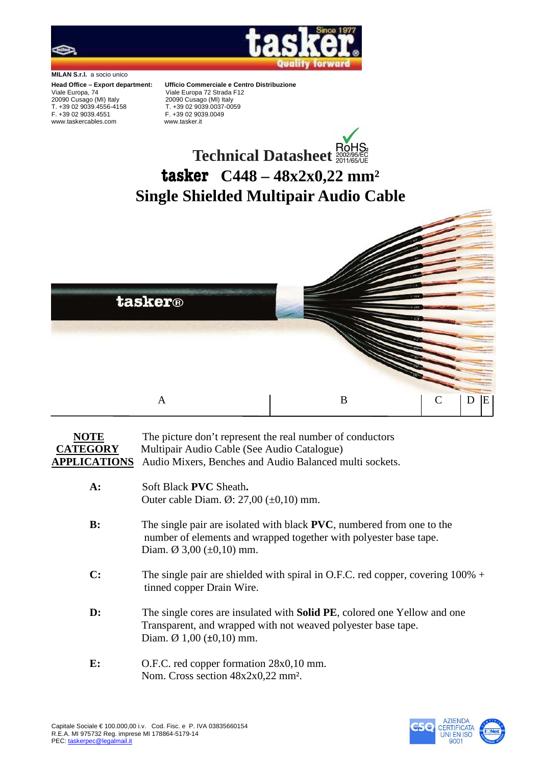**MILAN S.r.l.** a socio unico

**Head Office – Export department:**
Viale Europa, 74
20090 Cusago (MI) Italy
T. +39 02 9039.4556-4158
F. +39 02 9039.4551
www.taskercables.com

**Ufficio Commerciale e Centro Distribuzione**
Viale Europa 72 Strada F12
20090 Cusago (MI) Italy
T. +39 02 9039.0037-0059
F. +39 02 9039.0049
www.tasker.it

# Technical Datasheet

RoHS2 2002/95/EC 2011/65/UE

# tasker C448 – 48x2x0,22 mm²

# Single Shielded Multipair Audio Cable

A | B | C | D | E

**NOTE** The picture don't represent the real number of conductors
**CATEGORY** Multipair Audio Cable (See Audio Catalogue)
**APPLICATIONS** Audio Mixers, Benches and Audio Balanced multi sockets.

**A:** Soft Black **PVC** Sheath**.**
Outer cable Diam. Ø: 27,00 (±0,10) mm.

**B:** The single pair are isolated with black **PVC**, numbered from one to the number of elements and wrapped together with polyester base tape.
Diam. Ø 3,00 (±0,10) mm.

**C:** The single pair are shielded with spiral in O.F.C. red copper, covering 100% + tinned copper Drain Wire.

**D:** The single cores are insulated with **Solid PE**, colored one Yellow and one Transparent, and wrapped with not weaved polyester base tape.
Diam. Ø 1,00 (±0,10) mm.

**E:** O.F.C. red copper formation 28x0,10 mm.
Nom. Cross section 48x2x0,22 mm².

Capitale Sociale € 100.000,00 i.v. Cod. Fisc. e P. IVA 03835660154
R.E.A. MI 975732 Reg. imprese MI 178864-5179-14
PEC: taskerpec@legalmail.it

AZIENDA CERTIFICATA UNI EN ISO 9001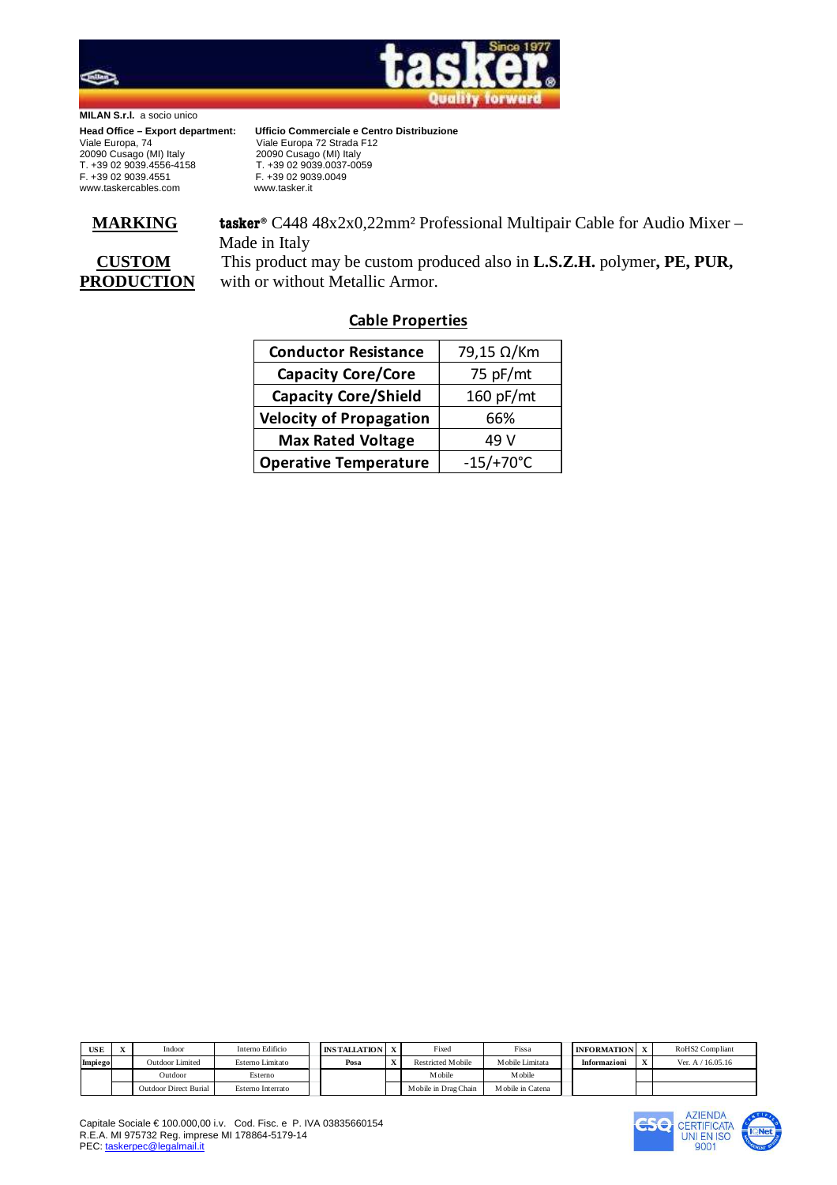**MILAN S.r.l.** a socio unico

**Head Office – Export department:**
Viale Europa, 74
20090 Cusago (MI) Italy
T. +39 02 9039.4556-4158
F. +39 02 9039.4551
www.taskercables.com

**Ufficio Commerciale e Centro Distribuzione**
Viale Europa 72 Strada F12
20090 Cusago (MI) Italy
T. +39 02 9039.0037-0059
F. +39 02 9039.0049
www.tasker.it

**MARKING** **tasker®** C448 48x2x0,22mm² Professional Multipair Cable for Audio Mixer – Made in Italy

**CUSTOM PRODUCTION** This product may be custom produced also in **L.S.Z.H.** polymer**, PE, PUR,** with or without Metallic Armor.

## Cable Properties

| | |
|---|---|
| **Conductor Resistance** | 79,15 Ω/Km |
| **Capacity Core/Core** | 75 pF/mt |
| **Capacity Core/Shield** | 160 pF/mt |
| **Velocity of Propagation** | 66% |
| **Max Rated Voltage** | 49 V |
| **Operative Temperature** | -15/+70°C |

| USE | X | Indoor | Interno Edificio | INSTALLATION | X | Fixed | Fissa | INFORMATION | X | RoHS2 Compliant |
|---|---|---|---|---|---|---|---|---|---|---|
| Impiego | | Outdoor Limited | Esterno Limitato | Posa | X | Restricted Mobile | Mobile Limitata | Informazioni | X | Ver. A / 16.05.16 |
| | | Outdoor | Esterno | | | Mobile | Mobile | | | |
| | | Outdoor Direct Burial | Esterno Interrato | | | Mobile in Drag Chain | Mobile in Catena | | | |

Capitale Sociale € 100.000,00 i.v. Cod. Fisc. e P. IVA 03835660154
R.E.A. MI 975732 Reg. imprese MI 178864-5179-14
PEC: taskerpec@legalmail.it

AZIENDA CERTIFICATA UNI EN ISO 9001